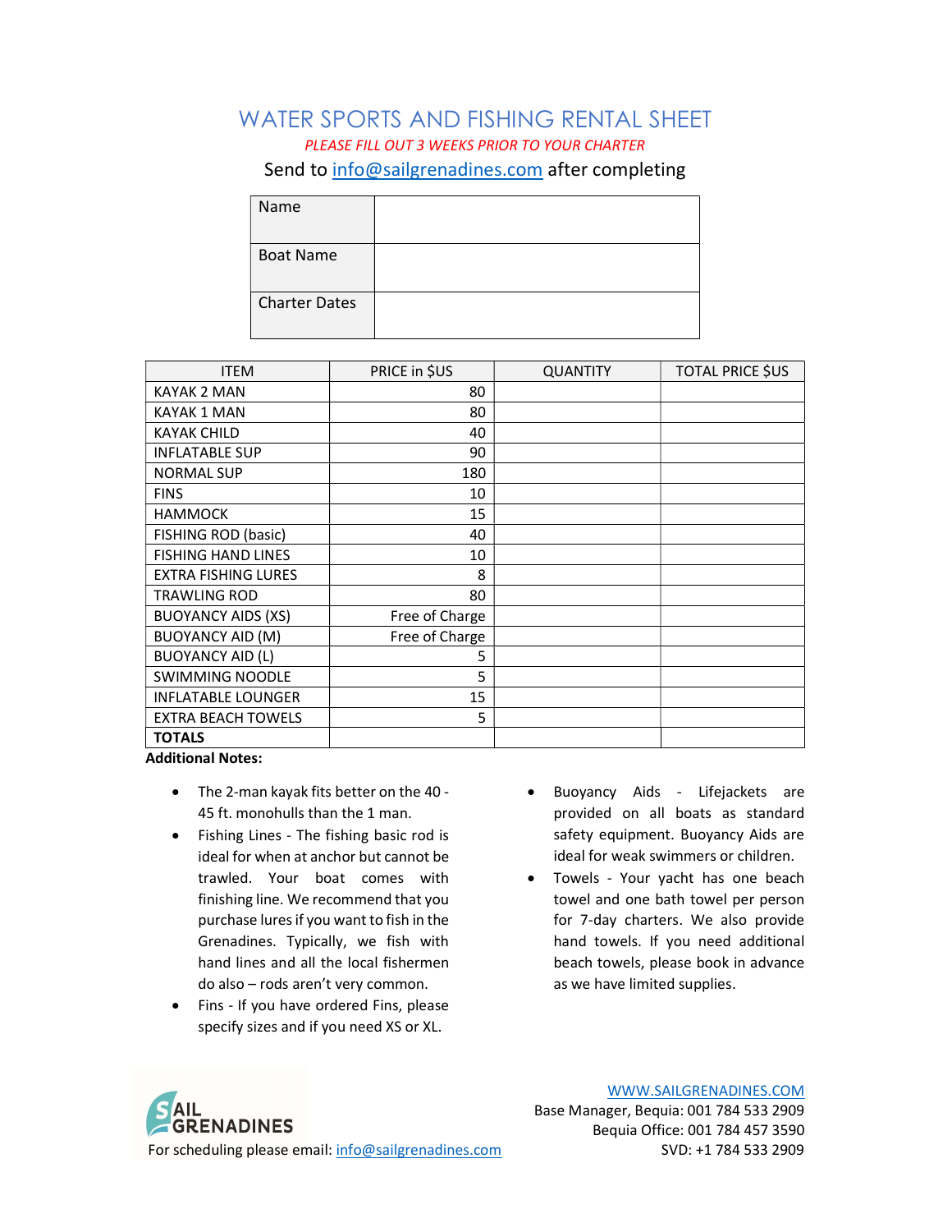# WATER SPORTS AND FISHING RENTAL SHEET

*PLEASE FILL OUT 3 WEEKS PRIOR TO YOUR CHARTER*

Send to info@sailgrenadines.com after completing

| Name | |
|---|---|
| Boat Name | |
| Charter Dates | |

| ITEM | PRICE in $US | QUANTITY | TOTAL PRICE $US |
|---|---|---|---|
| KAYAK 2 MAN | 80 | | |
| KAYAK 1 MAN | 80 | | |
| KAYAK CHILD | 40 | | |
| INFLATABLE SUP | 90 | | |
| NORMAL SUP | 180 | | |
| FINS | 10 | | |
| HAMMOCK | 15 | | |
| FISHING ROD (basic) | 40 | | |
| FISHING HAND LINES | 10 | | |
| EXTRA FISHING LURES | 8 | | |
| TRAWLING ROD | 80 | | |
| BUOYANCY AIDS (XS) | Free of Charge | | |
| BUOYANCY AID (M) | Free of Charge | | |
| BUOYANCY AID (L) | 5 | | |
| SWIMMING NOODLE | 5 | | |
| INFLATABLE LOUNGER | 15 | | |
| EXTRA BEACH TOWELS | 5 | | |
| **TOTALS** | | | |

**Additional Notes:**

- The 2-man kayak fits better on the 40 - 45 ft. monohulls than the 1 man.
- Fishing Lines - The fishing basic rod is ideal for when at anchor but cannot be trawled. Your boat comes with finishing line. We recommend that you purchase lures if you want to fish in the Grenadines. Typically, we fish with hand lines and all the local fishermen do also – rods aren't very common.
- Fins - If you have ordered Fins, please specify sizes and if you need XS or XL.
- Buoyancy Aids - Lifejackets are provided on all boats as standard safety equipment. Buoyancy Aids are ideal for weak swimmers or children.
- Towels - Your yacht has one beach towel and one bath towel per person for 7-day charters. We also provide hand towels. If you need additional beach towels, please book in advance as we have limited supplies.

SAIL GRENADINES

For scheduling please email: info@sailgrenadines.com

WWW.SAILGRENADINES.COM
Base Manager, Bequia: 001 784 533 2909
Bequia Office: 001 784 457 3590
SVD: +1 784 533 2909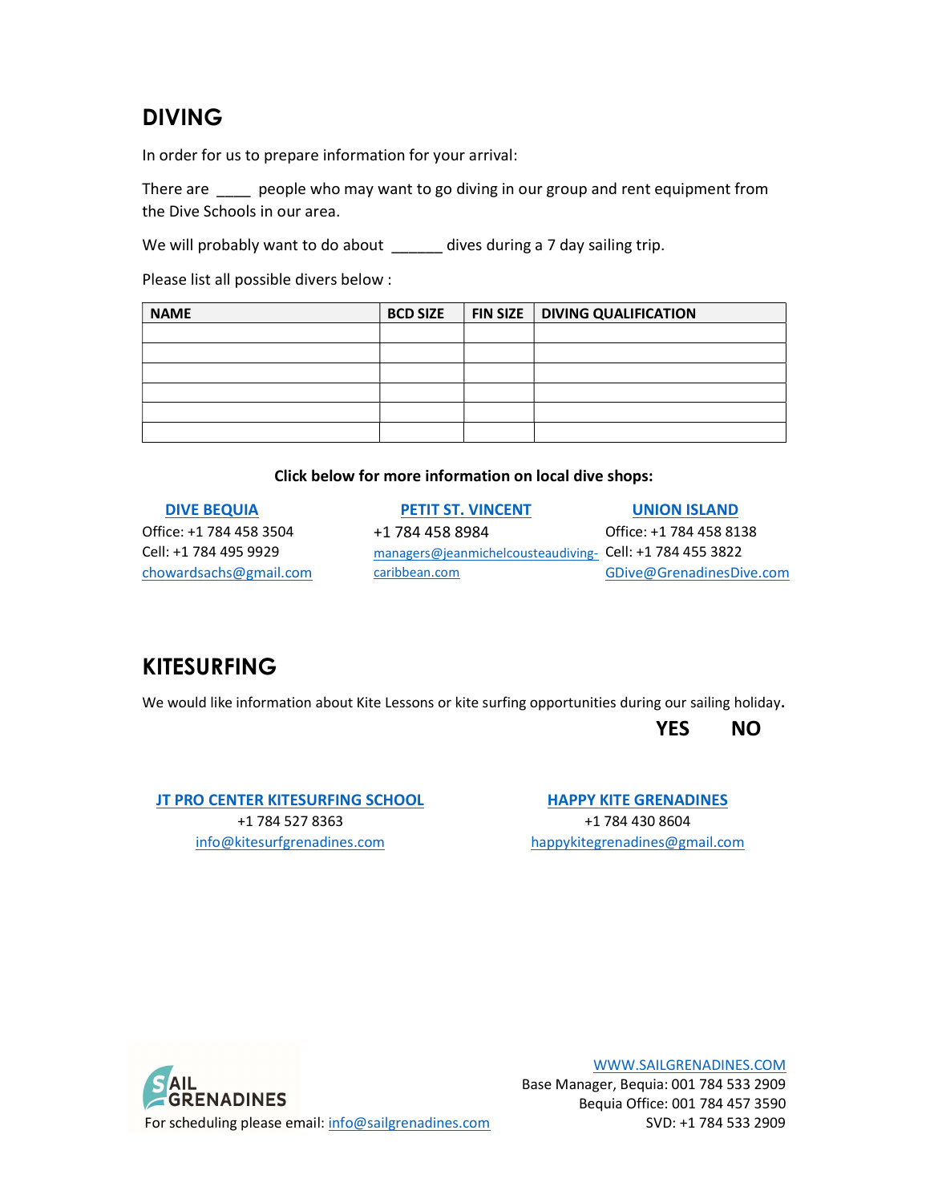## DIVING

In order for us to prepare information for your arrival:

There are ____ people who may want to go diving in our group and rent equipment from the Dive Schools in our area.

We will probably want to do about ______ dives during a 7 day sailing trip.

Please list all possible divers below :

| NAME | BCD SIZE | FIN SIZE | DIVING QUALIFICATION |
|---|---|---|---|
| | | | |
| | | | |
| | | | |
| | | | |
| | | | |
| | | | |

**Click below for more information on local dive shops:**

**DIVE BEQUIA**
Office: +1 784 458 3504
Cell: +1 784 495 9929
chowardsachs@gmail.com

**PETIT ST. VINCENT**
+1 784 458 8984
managers@jeanmichelcousteaudiving-caribbean.com

**UNION ISLAND**
Office: +1 784 458 8138
Cell: +1 784 455 3822
GDive@GrenadinesDive.com

## KITESURFING

We would like information about Kite Lessons or kite surfing opportunities during our sailing holiday.

**YES** **NO**

**JT PRO CENTER KITESURFING SCHOOL**
+1 784 527 8363
info@kitesurfgrenadines.com

**HAPPY KITE GRENADINES**
+1 784 430 8604
happykitegrenadines@gmail.com

SAIL GRENADINES
For scheduling please email: info@sailgrenadines.com

WWW.SAILGRENADINES.COM
Base Manager, Bequia: 001 784 533 2909
Bequia Office: 001 784 457 3590
SVD: +1 784 533 2909